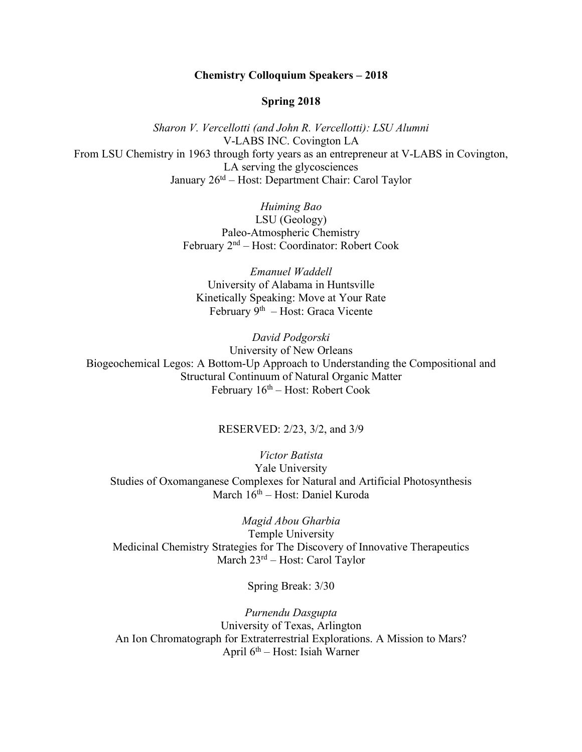**Chemistry Colloquium Speakers – 2018**

**Spring 2018**

*Sharon V. Vercellotti (and John R. Vercellotti): LSU Alumni*
V-LABS INC. Covington LA
From LSU Chemistry in 1963 through forty years as an entrepreneur at V-LABS in Covington, LA serving the glycosciences
January 26td – Host: Department Chair: Carol Taylor

*Huiming Bao*
LSU (Geology)
Paleo-Atmospheric Chemistry
February 2nd – Host: Coordinator: Robert Cook

*Emanuel Waddell*
University of Alabama in Huntsville
Kinetically Speaking: Move at Your Rate
February 9th – Host: Graca Vicente

*David Podgorski*
University of New Orleans
Biogeochemical Legos: A Bottom-Up Approach to Understanding the Compositional and Structural Continuum of Natural Organic Matter
February 16th – Host: Robert Cook

RESERVED: 2/23, 3/2, and 3/9

*Victor Batista*
Yale University
Studies of Oxomanganese Complexes for Natural and Artificial Photosynthesis
March 16th – Host: Daniel Kuroda

*Magid Abou Gharbia*
Temple University
Medicinal Chemistry Strategies for The Discovery of Innovative Therapeutics
March 23rd – Host: Carol Taylor

Spring Break: 3/30

*Purnendu Dasgupta*
University of Texas, Arlington
An Ion Chromatograph for Extraterrestrial Explorations. A Mission to Mars?
April 6th – Host: Isiah Warner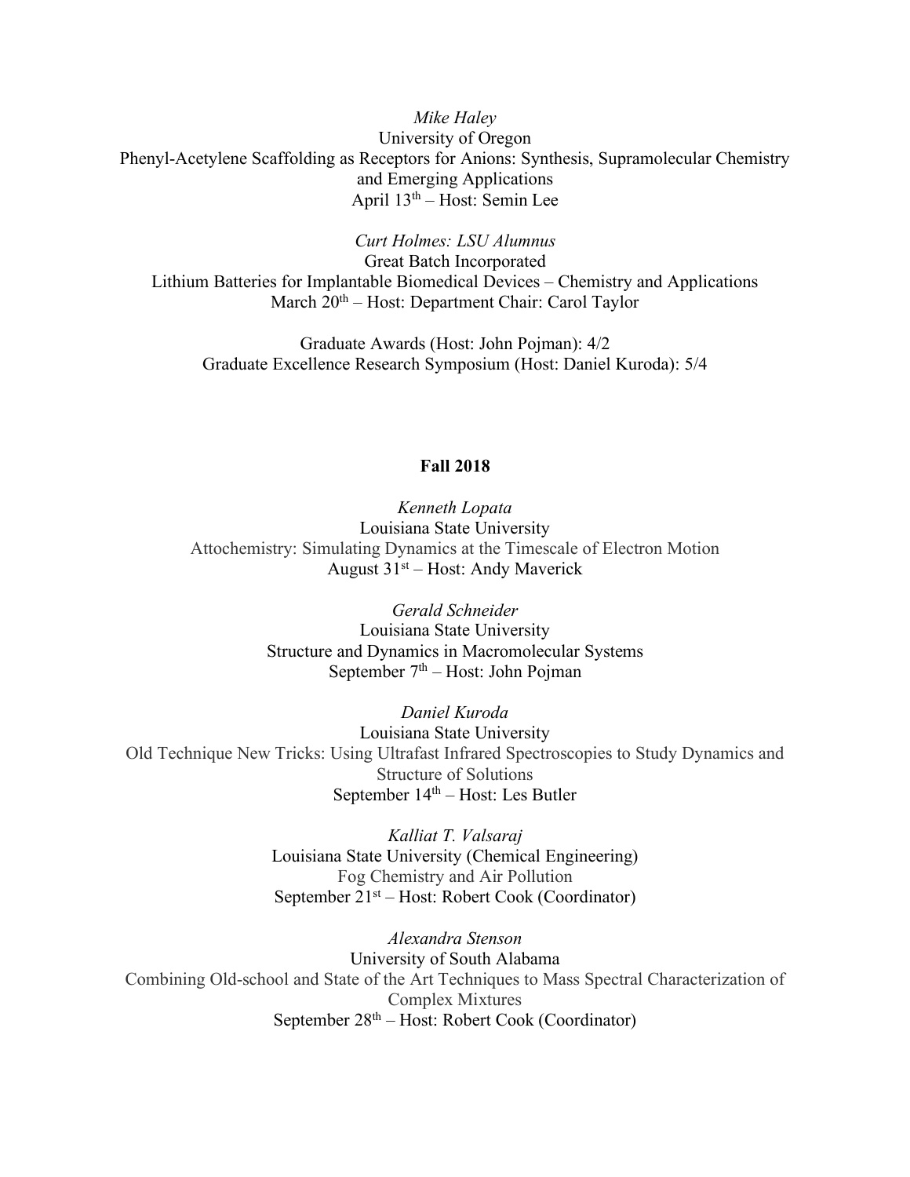*Mike Haley*
University of Oregon
Phenyl-Acetylene Scaffolding as Receptors for Anions: Synthesis, Supramolecular Chemistry and Emerging Applications
April 13th – Host: Semin Lee

*Curt Holmes: LSU Alumnus*
Great Batch Incorporated
Lithium Batteries for Implantable Biomedical Devices – Chemistry and Applications
March 20th – Host: Department Chair: Carol Taylor

Graduate Awards (Host: John Pojman): 4/2
Graduate Excellence Research Symposium (Host: Daniel Kuroda): 5/4

**Fall 2018**

*Kenneth Lopata*
Louisiana State University
Attochemistry: Simulating Dynamics at the Timescale of Electron Motion
August 31st – Host: Andy Maverick

*Gerald Schneider*
Louisiana State University
Structure and Dynamics in Macromolecular Systems
September 7th – Host: John Pojman

*Daniel Kuroda*
Louisiana State University
Old Technique New Tricks: Using Ultrafast Infrared Spectroscopies to Study Dynamics and Structure of Solutions
September 14th – Host: Les Butler

*Kalliat T. Valsaraj*
Louisiana State University (Chemical Engineering)
Fog Chemistry and Air Pollution
September 21st – Host: Robert Cook (Coordinator)

*Alexandra Stenson*
University of South Alabama
Combining Old-school and State of the Art Techniques to Mass Spectral Characterization of Complex Mixtures
September 28th – Host: Robert Cook (Coordinator)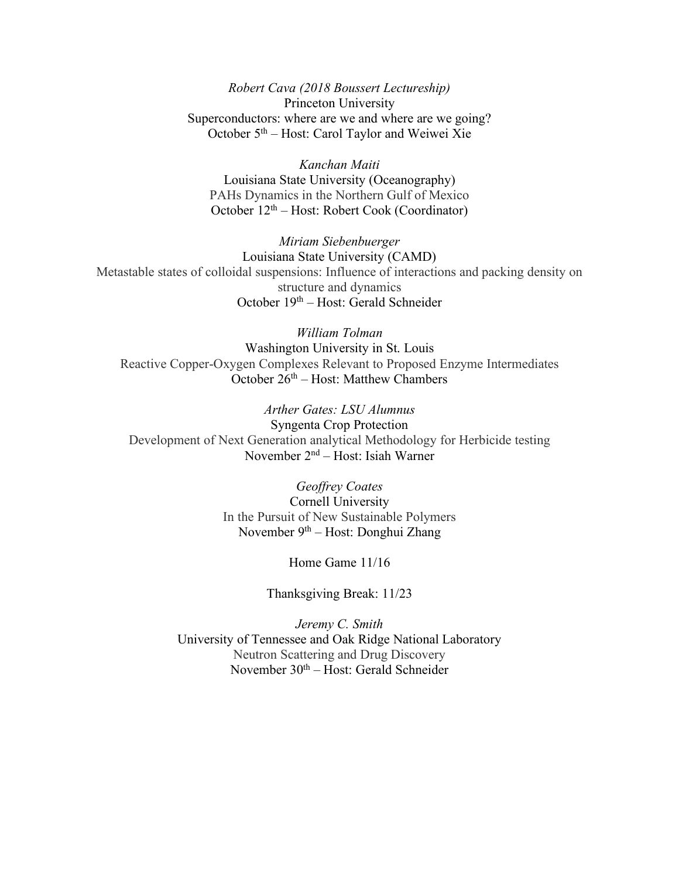*Robert Cava (2018 Boussert Lectureship)*
Princeton University
Superconductors: where are we and where are we going?
October 5th – Host: Carol Taylor and Weiwei Xie

*Kanchan Maiti*
Louisiana State University (Oceanography)
PAHs Dynamics in the Northern Gulf of Mexico
October 12th – Host: Robert Cook (Coordinator)

*Miriam Siebenbuerger*
Louisiana State University (CAMD)
Metastable states of colloidal suspensions: Influence of interactions and packing density on structure and dynamics
October 19th – Host: Gerald Schneider

*William Tolman*
Washington University in St. Louis
Reactive Copper-Oxygen Complexes Relevant to Proposed Enzyme Intermediates
October 26th – Host: Matthew Chambers

*Arther Gates: LSU Alumnus*
Syngenta Crop Protection
Development of Next Generation analytical Methodology for Herbicide testing
November 2nd – Host: Isiah Warner

*Geoffrey Coates*
Cornell University
In the Pursuit of New Sustainable Polymers
November 9th – Host: Donghui Zhang

Home Game 11/16

Thanksgiving Break: 11/23

*Jeremy C. Smith*
University of Tennessee and Oak Ridge National Laboratory
Neutron Scattering and Drug Discovery
November 30th – Host: Gerald Schneider